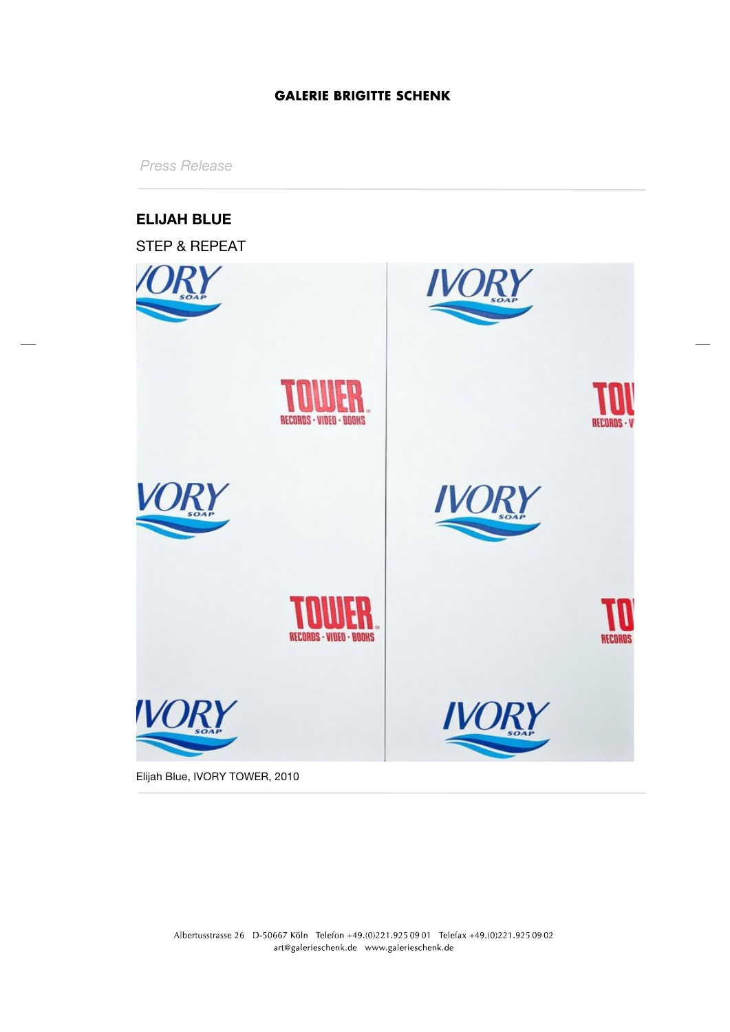**GALERIE BRIGITTE SCHENK**

*Press Release*

## ELIJAH BLUE

STEP & REPEAT

Elijah Blue, IVORY TOWER, 2010

Albertusstrasse 26 D-50667 Köln Telefon +49.(0)221.925 09 01 Telefax +49.(0)221.925 09 02
art@galerieschenk.de www.galerieschenk.de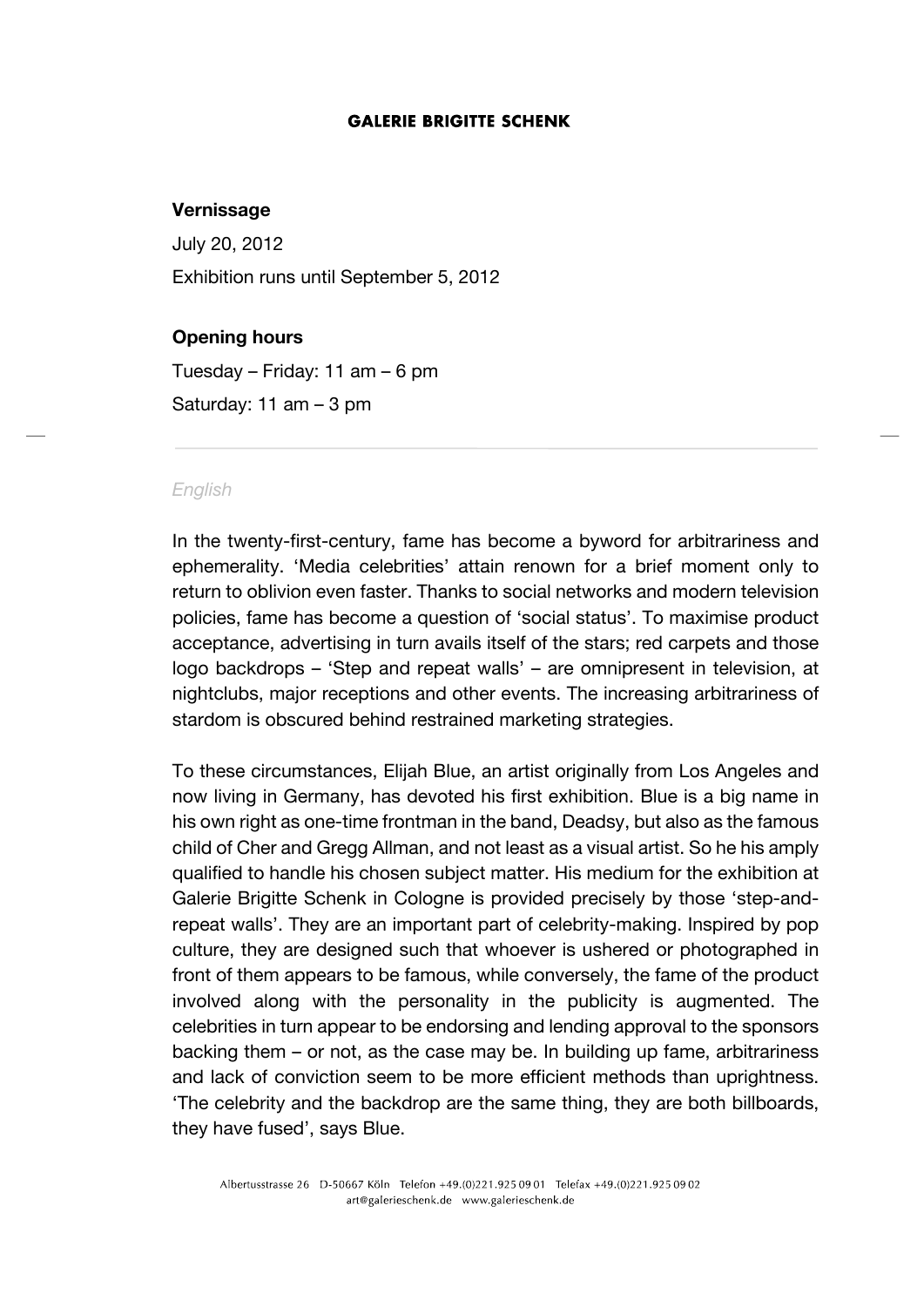**GALERIE BRIGITTE SCHENK**

**Vernissage**

July 20, 2012

Exhibition runs until September 5, 2012

**Opening hours**

Tuesday – Friday: 11 am – 6 pm

Saturday: 11 am – 3 pm

---

*English*

In the twenty-first-century, fame has become a byword for arbitrariness and ephemerality. 'Media celebrities' attain renown for a brief moment only to return to oblivion even faster. Thanks to social networks and modern television policies, fame has become a question of 'social status'. To maximise product acceptance, advertising in turn avails itself of the stars; red carpets and those logo backdrops – 'Step and repeat walls' – are omnipresent in television, at nightclubs, major receptions and other events. The increasing arbitrariness of stardom is obscured behind restrained marketing strategies.

To these circumstances, Elijah Blue, an artist originally from Los Angeles and now living in Germany, has devoted his first exhibition. Blue is a big name in his own right as one-time frontman in the band, Deadsy, but also as the famous child of Cher and Gregg Allman, and not least as a visual artist. So he his amply qualified to handle his chosen subject matter. His medium for the exhibition at Galerie Brigitte Schenk in Cologne is provided precisely by those 'step-and-repeat walls'. They are an important part of celebrity-making. Inspired by pop culture, they are designed such that whoever is ushered or photographed in front of them appears to be famous, while conversely, the fame of the product involved along with the personality in the publicity is augmented. The celebrities in turn appear to be endorsing and lending approval to the sponsors backing them – or not, as the case may be. In building up fame, arbitrariness and lack of conviction seem to be more efficient methods than uprightness. 'The celebrity and the backdrop are the same thing, they are both billboards, they have fused', says Blue.

Albertusstrasse 26 D-50667 Köln Telefon +49.(0)221.925 09 01 Telefax +49.(0)221.925 09 02
art@galerieschenk.de www.galerieschenk.de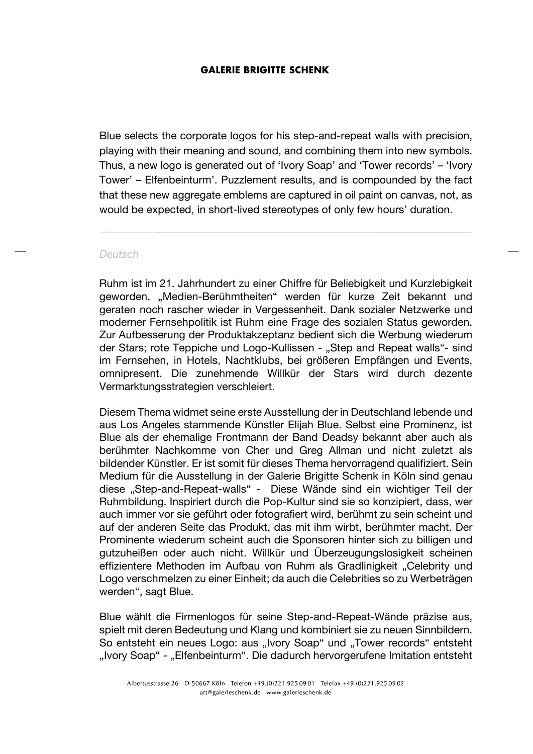Blue selects the corporate logos for his step-and-repeat walls with precision, playing with their meaning and sound, and combining them into new symbols. Thus, a new logo is generated out of 'Ivory Soap' and 'Tower records' – 'Ivory Tower' – Elfenbeinturm'. Puzzlement results, and is compounded by the fact that these new aggregate emblems are captured in oil paint on canvas, not, as would be expected, in short-lived stereotypes of only few hours' duration.

---

*Deutsch*

Ruhm ist im 21. Jahrhundert zu einer Chiffre für Beliebigkeit und Kurzlebigkeit geworden. „Medien-Berühmtheiten" werden für kurze Zeit bekannt und geraten noch rascher wieder in Vergessenheit. Dank sozialer Netzwerke und moderner Fernsehpolitik ist Ruhm eine Frage des sozialen Status geworden. Zur Aufbesserung der Produktakzeptanz bedient sich die Werbung wiederum der Stars; rote Teppiche und Logo-Kullissen - „Step and Repeat walls"- sind im Fernsehen, in Hotels, Nachtklubs, bei größeren Empfängen und Events, omnipresent. Die zunehmende Willkür der Stars wird durch dezente Vermarktungsstrategien verschleiert.

Diesem Thema widmet seine erste Ausstellung der in Deutschland lebende und aus Los Angeles stammende Künstler Elijah Blue. Selbst eine Prominenz, ist Blue als der ehemalige Frontmann der Band Deadsy bekannt aber auch als berühmter Nachkomme von Cher und Greg Allman und nicht zuletzt als bildender Künstler. Er ist somit für dieses Thema hervorragend qualifiziert. Sein Medium für die Ausstellung in der Galerie Brigitte Schenk in Köln sind genau diese „Step-and-Repeat-walls" - Diese Wände sind ein wichtiger Teil der Ruhmbildung. Inspiriert durch die Pop-Kultur sind sie so konzipiert, dass, wer auch immer vor sie geführt oder fotografiert wird, berühmt zu sein scheint und auf der anderen Seite das Produkt, das mit ihm wirbt, berühmter macht. Der Prominente wiederum scheint auch die Sponsoren hinter sich zu billigen und gutzuheißen oder auch nicht. Willkür und Überzeugungslosigkeit scheinen effizientere Methoden im Aufbau von Ruhm als Gradlinigkeit „Celebrity und Logo verschmelzen zu einer Einheit; da auch die Celebrities so zu Werbeträgen werden", sagt Blue.

Blue wählt die Firmenlogos für seine Step-and-Repeat-Wände präzise aus, spielt mit deren Bedeutung und Klang und kombiniert sie zu neuen Sinnbildern. So entsteht ein neues Logo: aus „Ivory Soap" und „Tower records" entsteht „Ivory Soap" - „Elfenbeinturm". Die dadurch hervorgerufene Imitation entsteht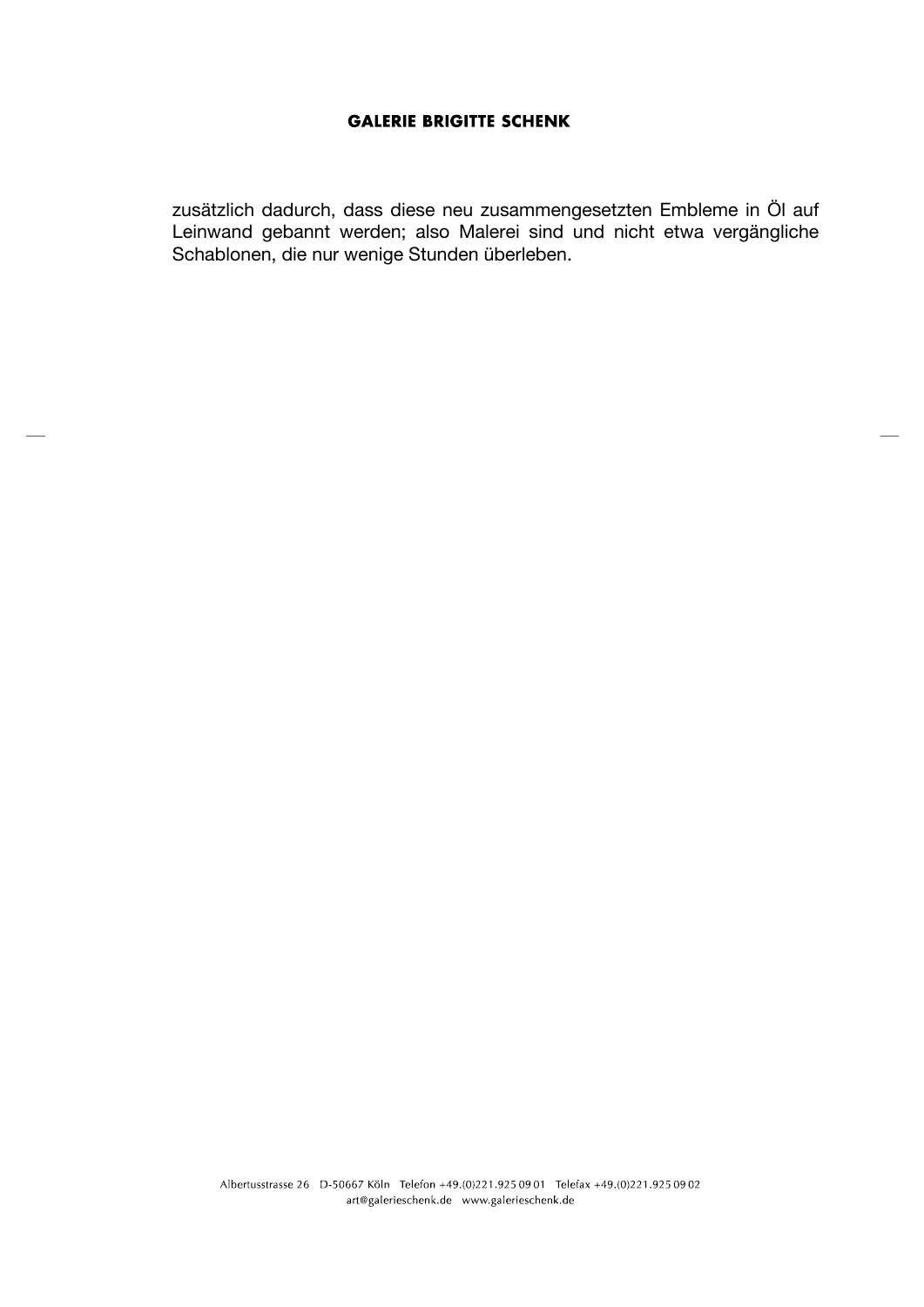zusätzlich dadurch, dass diese neu zusammengesetzten Embleme in Öl auf Leinwand gebannt werden; also Malerei sind und nicht etwa vergängliche Schablonen, die nur wenige Stunden überleben.